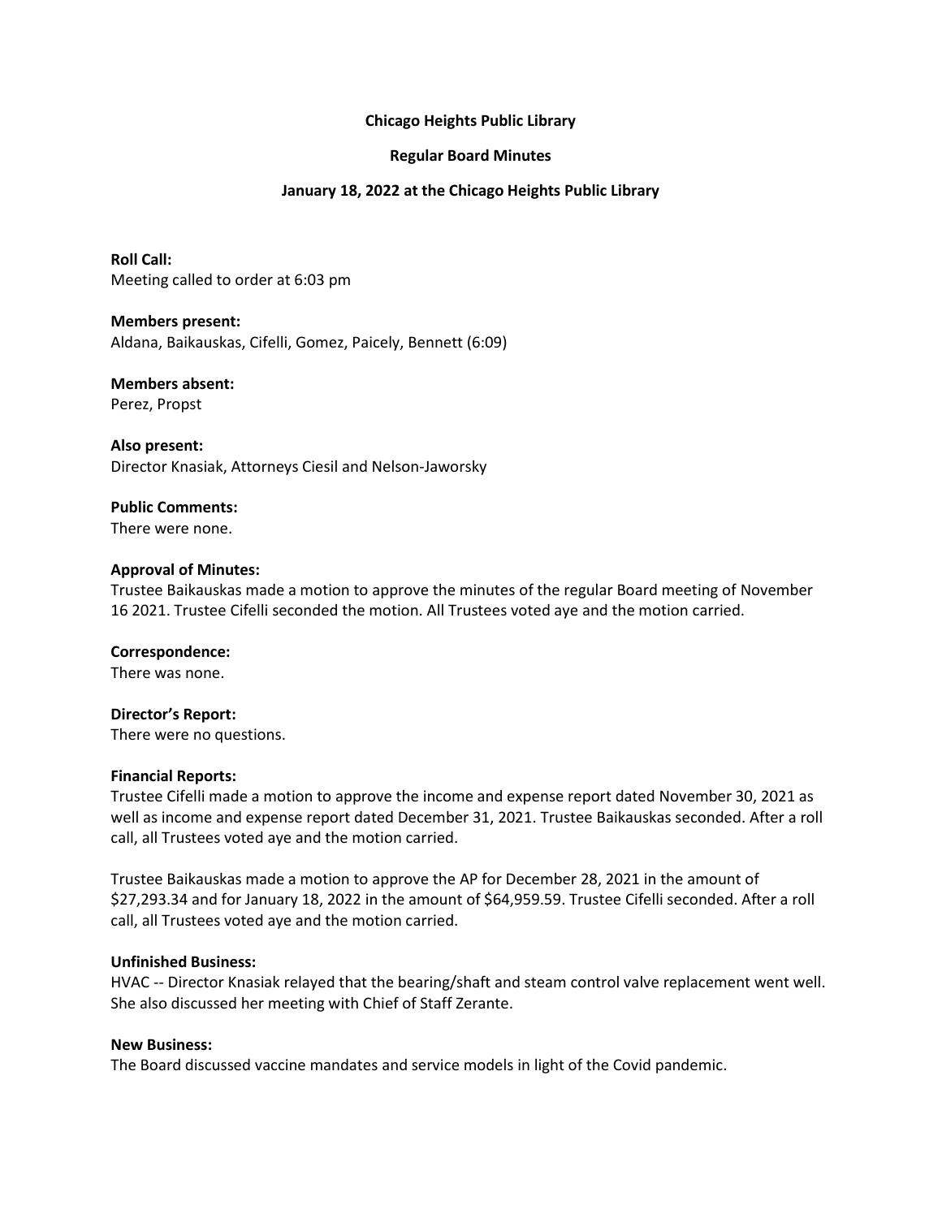# Chicago Heights Public Library

## Regular Board Minutes

### January 18, 2022 at the Chicago Heights Public Library

**Roll Call:**
Meeting called to order at 6:03 pm

**Members present:**
Aldana, Baikauskas, Cifelli, Gomez, Paicely, Bennett (6:09)

**Members absent:**
Perez, Propst

**Also present:**
Director Knasiak, Attorneys Ciesil and Nelson-Jaworsky

**Public Comments:**
There were none.

**Approval of Minutes:**
Trustee Baikauskas made a motion to approve the minutes of the regular Board meeting of November 16 2021. Trustee Cifelli seconded the motion. All Trustees voted aye and the motion carried.

**Correspondence:**
There was none.

**Director's Report:**
There were no questions.

**Financial Reports:**
Trustee Cifelli made a motion to approve the income and expense report dated November 30, 2021 as well as income and expense report dated December 31, 2021. Trustee Baikauskas seconded. After a roll call, all Trustees voted aye and the motion carried.

Trustee Baikauskas made a motion to approve the AP for December 28, 2021 in the amount of $27,293.34 and for January 18, 2022 in the amount of $64,959.59. Trustee Cifelli seconded. After a roll call, all Trustees voted aye and the motion carried.

**Unfinished Business:**
HVAC -- Director Knasiak relayed that the bearing/shaft and steam control valve replacement went well. She also discussed her meeting with Chief of Staff Zerante.

**New Business:**
The Board discussed vaccine mandates and service models in light of the Covid pandemic.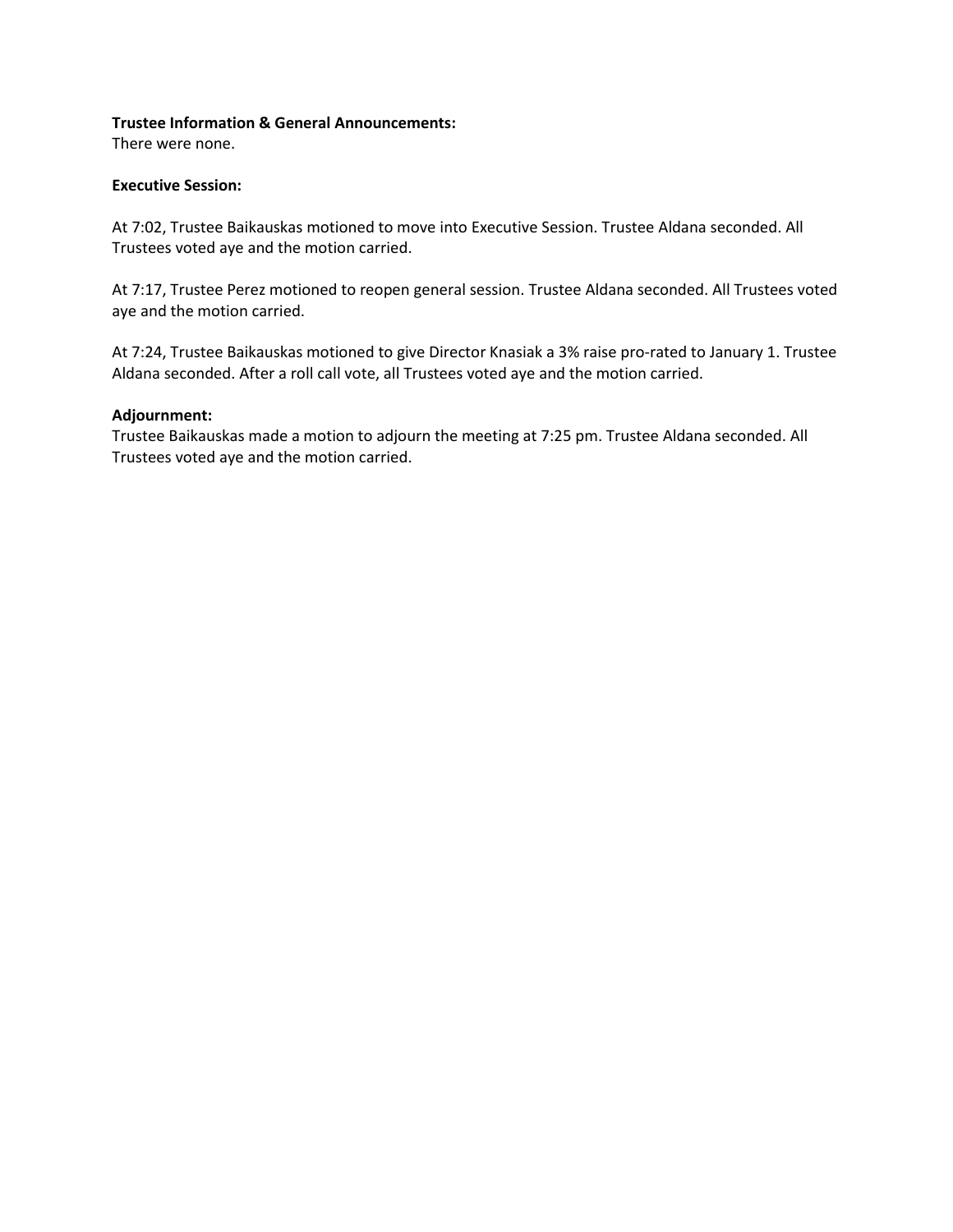**Trustee Information & General Announcements:**
There were none.

**Executive Session:**

At 7:02, Trustee Baikauskas motioned to move into Executive Session. Trustee Aldana seconded. All Trustees voted aye and the motion carried.

At 7:17, Trustee Perez motioned to reopen general session. Trustee Aldana seconded. All Trustees voted aye and the motion carried.

At 7:24, Trustee Baikauskas motioned to give Director Knasiak a 3% raise pro-rated to January 1. Trustee Aldana seconded. After a roll call vote, all Trustees voted aye and the motion carried.

**Adjournment:**
Trustee Baikauskas made a motion to adjourn the meeting at 7:25 pm. Trustee Aldana seconded. All Trustees voted aye and the motion carried.